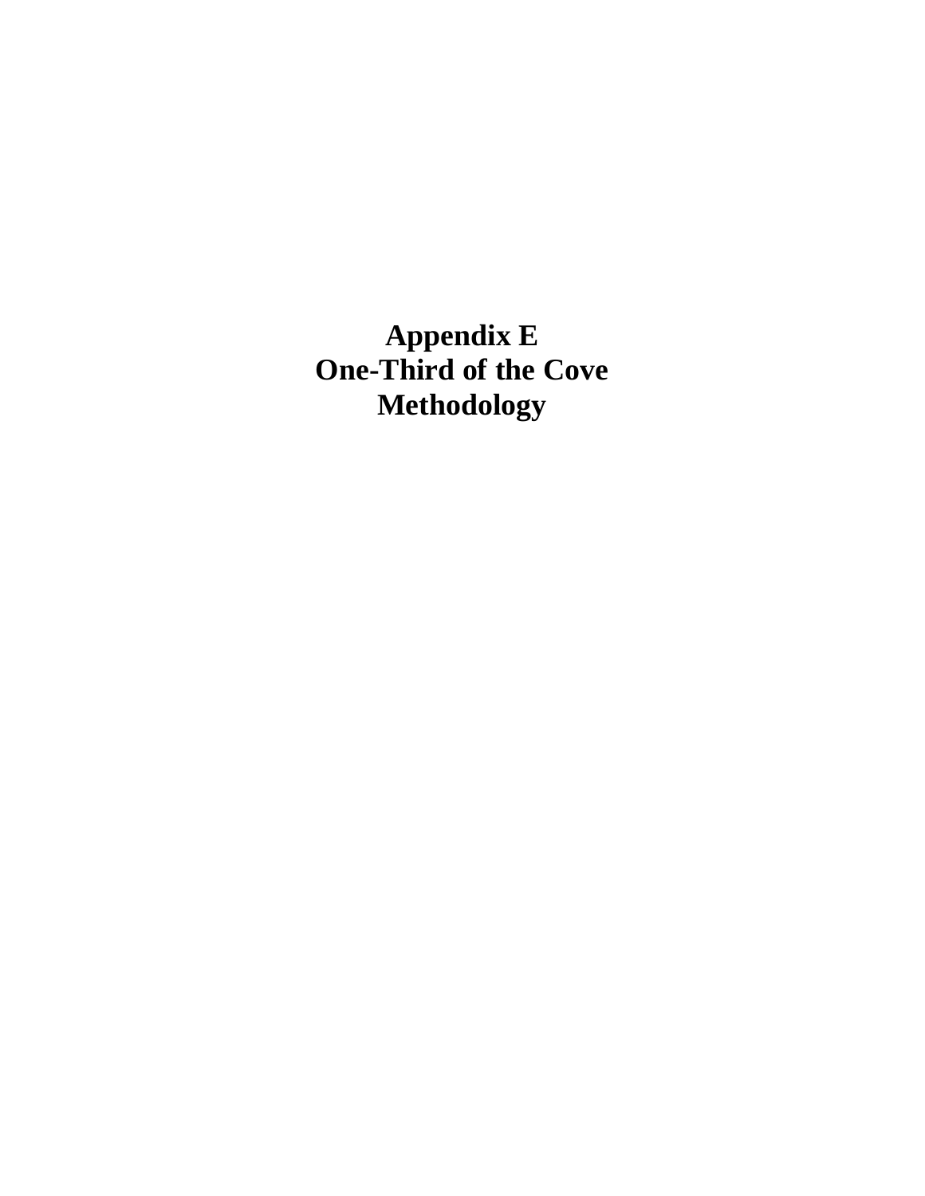# Appendix E
# One-Third of the Cove Methodology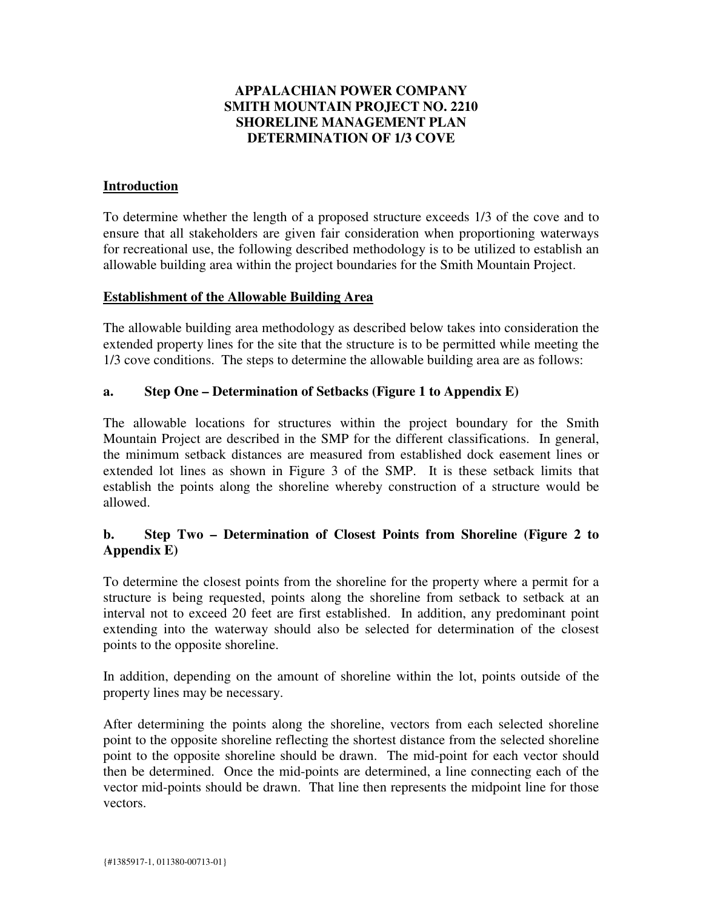# APPALACHIAN POWER COMPANY
# SMITH MOUNTAIN PROJECT NO. 2210
# SHORELINE MANAGEMENT PLAN
# DETERMINATION OF 1/3 COVE

## Introduction

To determine whether the length of a proposed structure exceeds 1/3 of the cove and to ensure that all stakeholders are given fair consideration when proportioning waterways for recreational use, the following described methodology is to be utilized to establish an allowable building area within the project boundaries for the Smith Mountain Project.

## Establishment of the Allowable Building Area

The allowable building area methodology as described below takes into consideration the extended property lines for the site that the structure is to be permitted while meeting the 1/3 cove conditions. The steps to determine the allowable building area are as follows:

### a. Step One – Determination of Setbacks (Figure 1 to Appendix E)

The allowable locations for structures within the project boundary for the Smith Mountain Project are described in the SMP for the different classifications. In general, the minimum setback distances are measured from established dock easement lines or extended lot lines as shown in Figure 3 of the SMP. It is these setback limits that establish the points along the shoreline whereby construction of a structure would be allowed.

### b. Step Two – Determination of Closest Points from Shoreline (Figure 2 to Appendix E)

To determine the closest points from the shoreline for the property where a permit for a structure is being requested, points along the shoreline from setback to setback at an interval not to exceed 20 feet are first established. In addition, any predominant point extending into the waterway should also be selected for determination of the closest points to the opposite shoreline.

In addition, depending on the amount of shoreline within the lot, points outside of the property lines may be necessary.

After determining the points along the shoreline, vectors from each selected shoreline point to the opposite shoreline reflecting the shortest distance from the selected shoreline point to the opposite shoreline should be drawn. The mid-point for each vector should then be determined. Once the mid-points are determined, a line connecting each of the vector mid-points should be drawn. That line then represents the midpoint line for those vectors.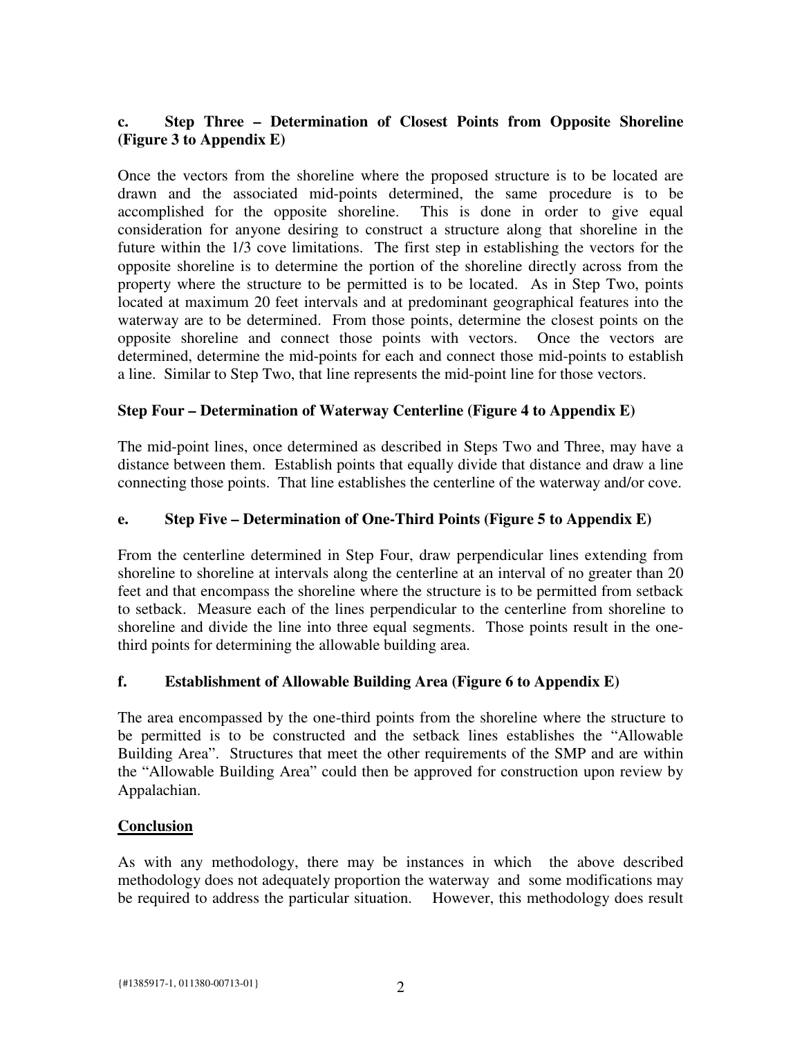### c. Step Three – Determination of Closest Points from Opposite Shoreline (Figure 3 to Appendix E)

Once the vectors from the shoreline where the proposed structure is to be located are drawn and the associated mid-points determined, the same procedure is to be accomplished for the opposite shoreline. This is done in order to give equal consideration for anyone desiring to construct a structure along that shoreline in the future within the 1/3 cove limitations. The first step in establishing the vectors for the opposite shoreline is to determine the portion of the shoreline directly across from the property where the structure to be permitted is to be located. As in Step Two, points located at maximum 20 feet intervals and at predominant geographical features into the waterway are to be determined. From those points, determine the closest points on the opposite shoreline and connect those points with vectors. Once the vectors are determined, determine the mid-points for each and connect those mid-points to establish a line. Similar to Step Two, that line represents the mid-point line for those vectors.

### Step Four – Determination of Waterway Centerline (Figure 4 to Appendix E)

The mid-point lines, once determined as described in Steps Two and Three, may have a distance between them. Establish points that equally divide that distance and draw a line connecting those points. That line establishes the centerline of the waterway and/or cove.

### e. Step Five – Determination of One-Third Points (Figure 5 to Appendix E)

From the centerline determined in Step Four, draw perpendicular lines extending from shoreline to shoreline at intervals along the centerline at an interval of no greater than 20 feet and that encompass the shoreline where the structure is to be permitted from setback to setback. Measure each of the lines perpendicular to the centerline from shoreline to shoreline and divide the line into three equal segments. Those points result in the one-third points for determining the allowable building area.

### f. Establishment of Allowable Building Area (Figure 6 to Appendix E)

The area encompassed by the one-third points from the shoreline where the structure to be permitted is to be constructed and the setback lines establishes the "Allowable Building Area". Structures that meet the other requirements of the SMP and are within the "Allowable Building Area" could then be approved for construction upon review by Appalachian.

## Conclusion

As with any methodology, there may be instances in which the above described methodology does not adequately proportion the waterway and some modifications may be required to address the particular situation. However, this methodology does result

{#1385917-1, 011380-00713-01}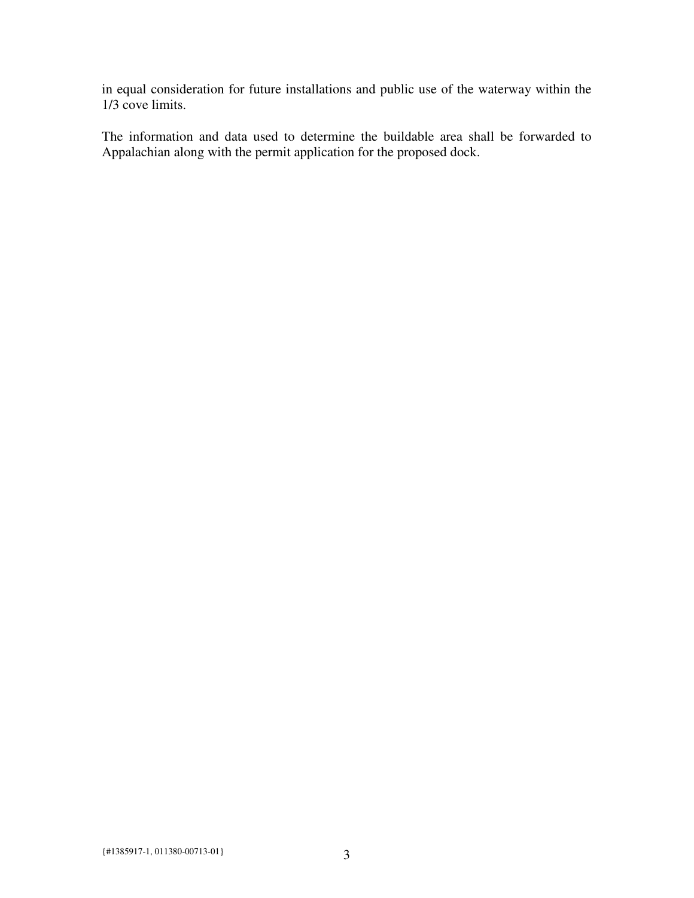in equal consideration for future installations and public use of the waterway within the 1/3 cove limits.

The information and data used to determine the buildable area shall be forwarded to Appalachian along with the permit application for the proposed dock.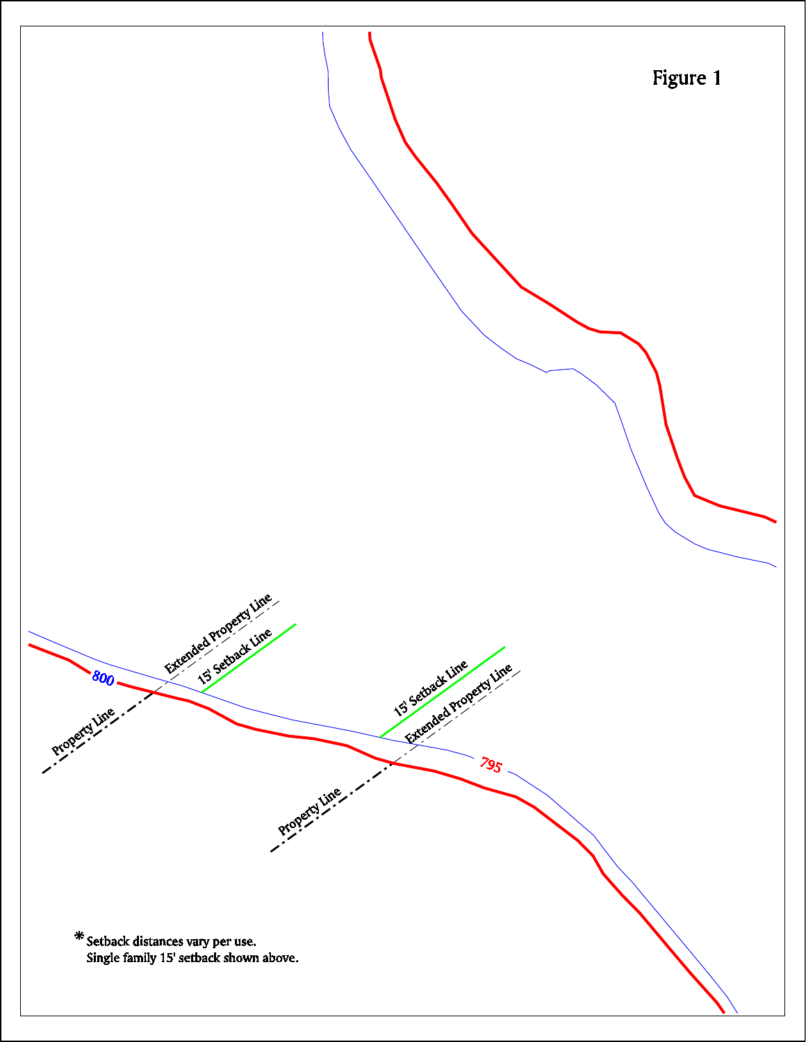Figure 1

Extended Property Line

15' Setback Line

800

Property Line

15' Setback Line

Extended Property Line

795

Property Line

* Setback distances vary per use.
Single family 15' setback shown above.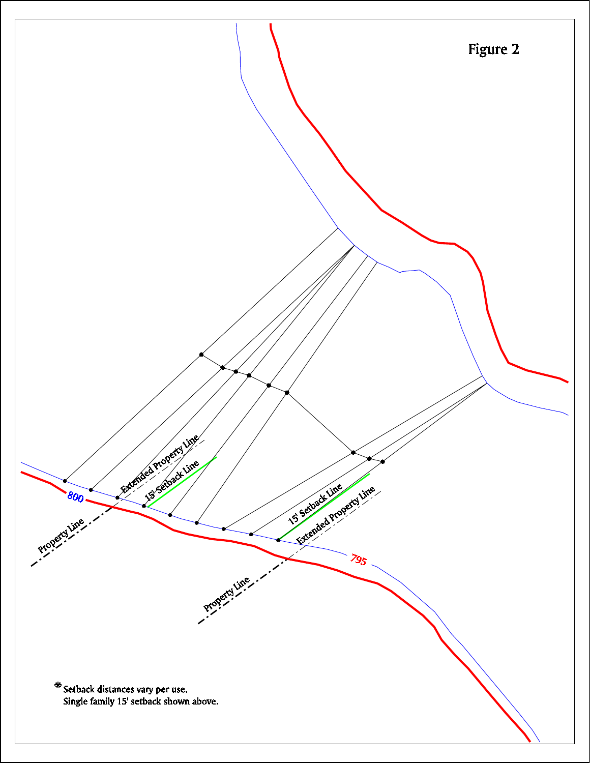# Figure 2

Extended Property Line

15' Setback Line

800

Property Line

15' Setback Line

Extended Property Line

795

Property Line

* Setback distances vary per use.
Single family 15' setback shown above.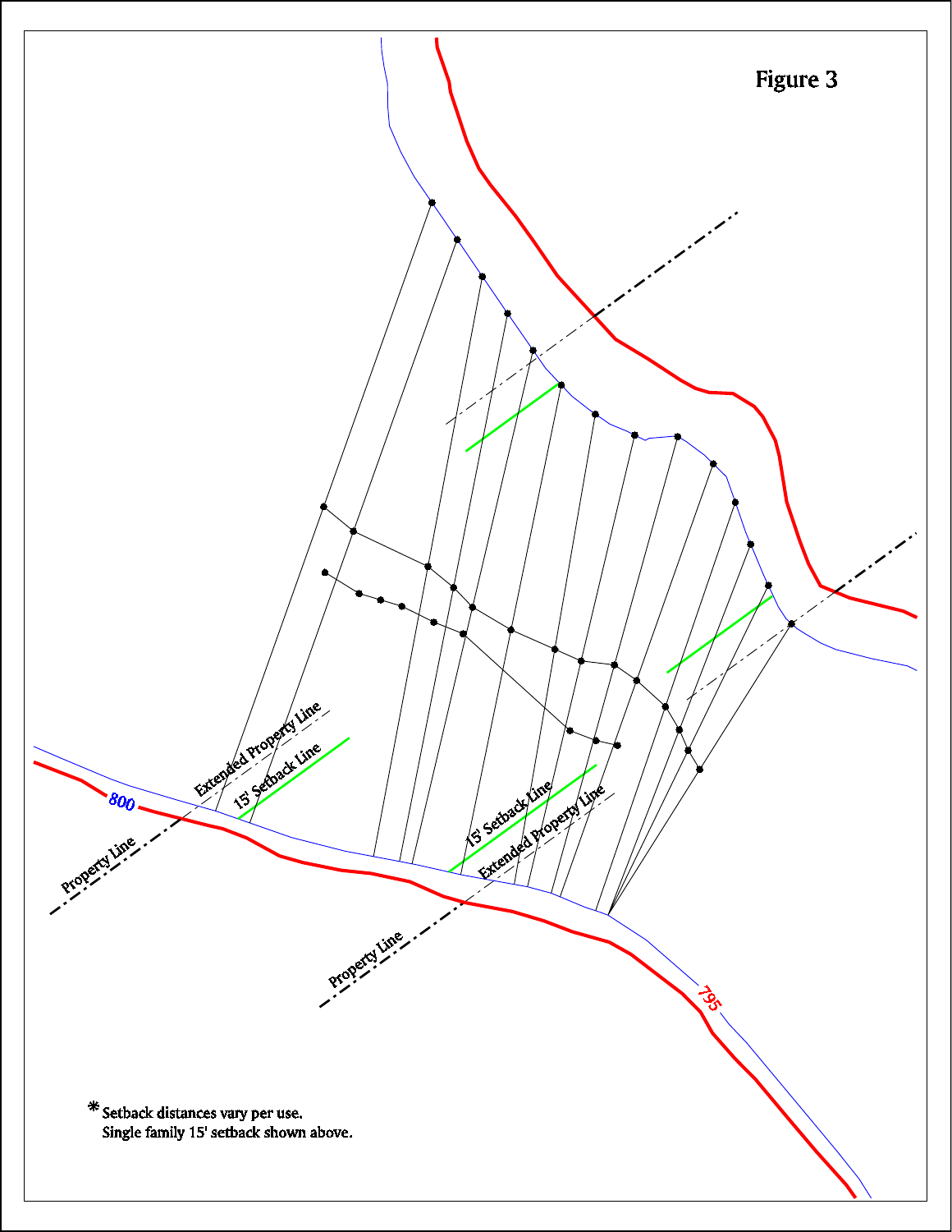# Figure 3

Extended Property Line

15' Setback Line

Property Line

800

15' Setback Line

Extended Property Line

Property Line

795

* Setback distances vary per use.
Single family 15' setback shown above.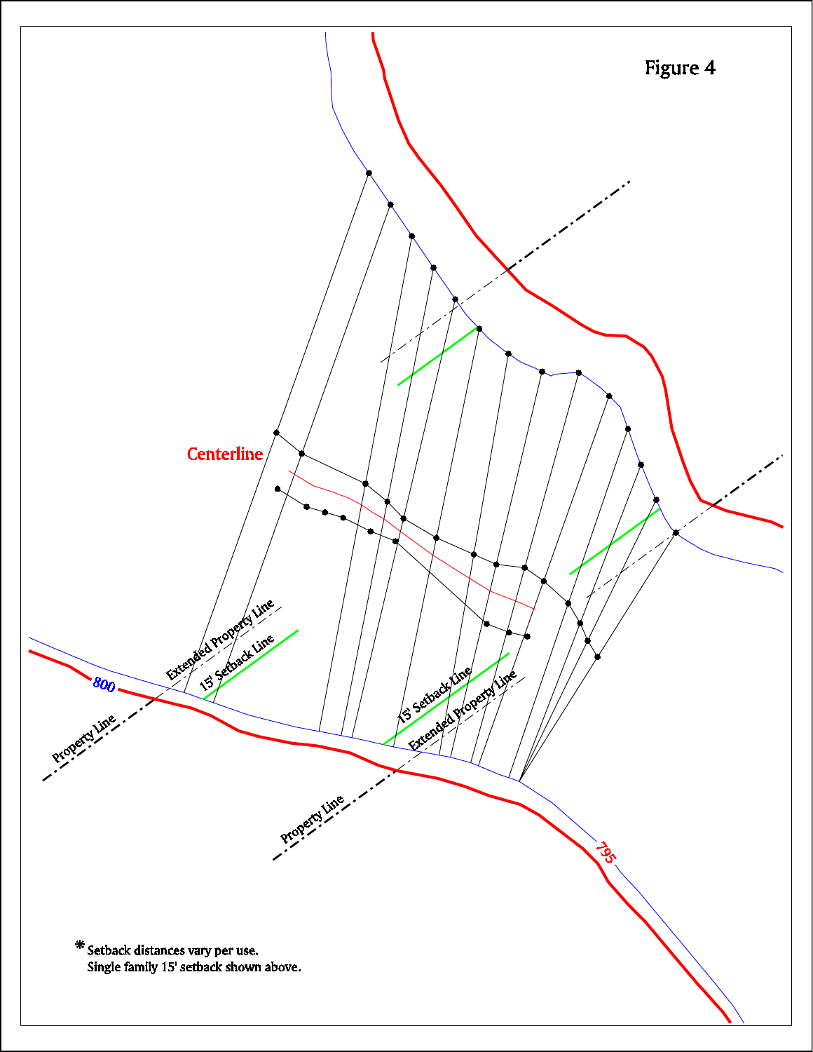# Figure 4

Centerline

Extended Property Line

15' Setback Line

800

Property Line

15' Setback Line

Extended Property Line

Property Line

795

* Setback distances vary per use.
Single family 15' setback shown above.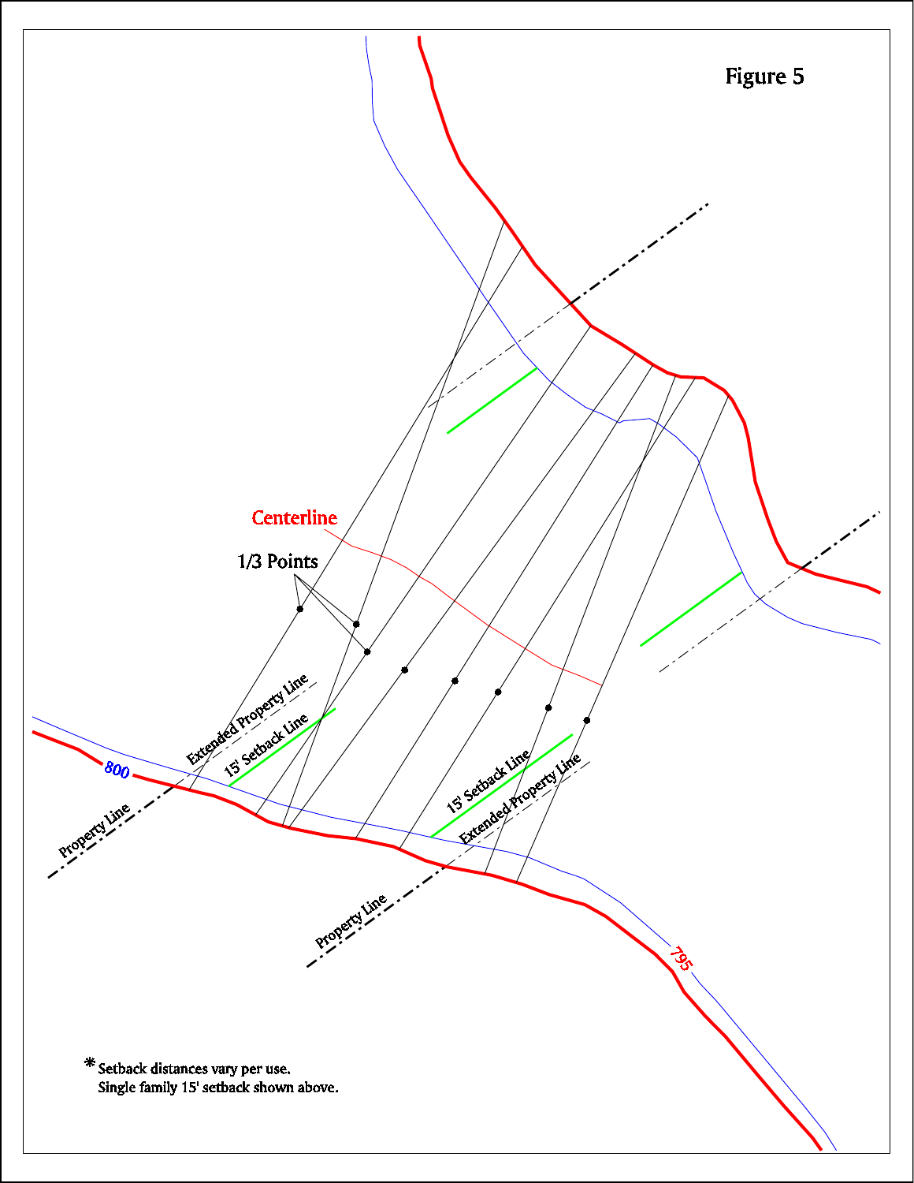# Figure 5

Centerline

1/3 Points

Extended Property Line

15' Setback Line

Property Line

800

795

\* Setback distances vary per use.
Single family 15' setback shown above.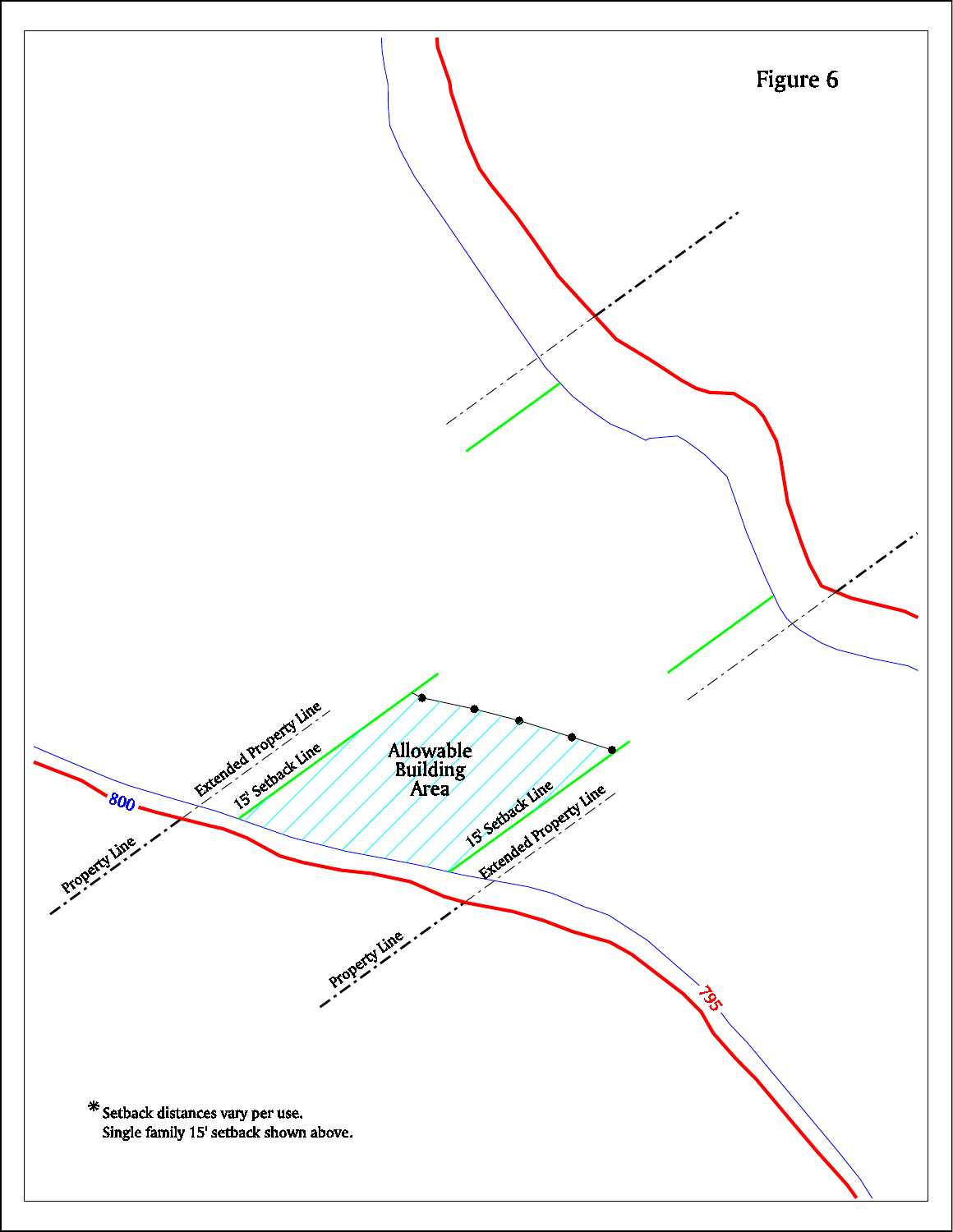Figure 6

Extended Property Line

15' Setback Line

Allowable Building Area

800

Property Line

15' Setback Line

Extended Property Line

Property Line

795

* Setback distances vary per use.
Single family 15' setback shown above.